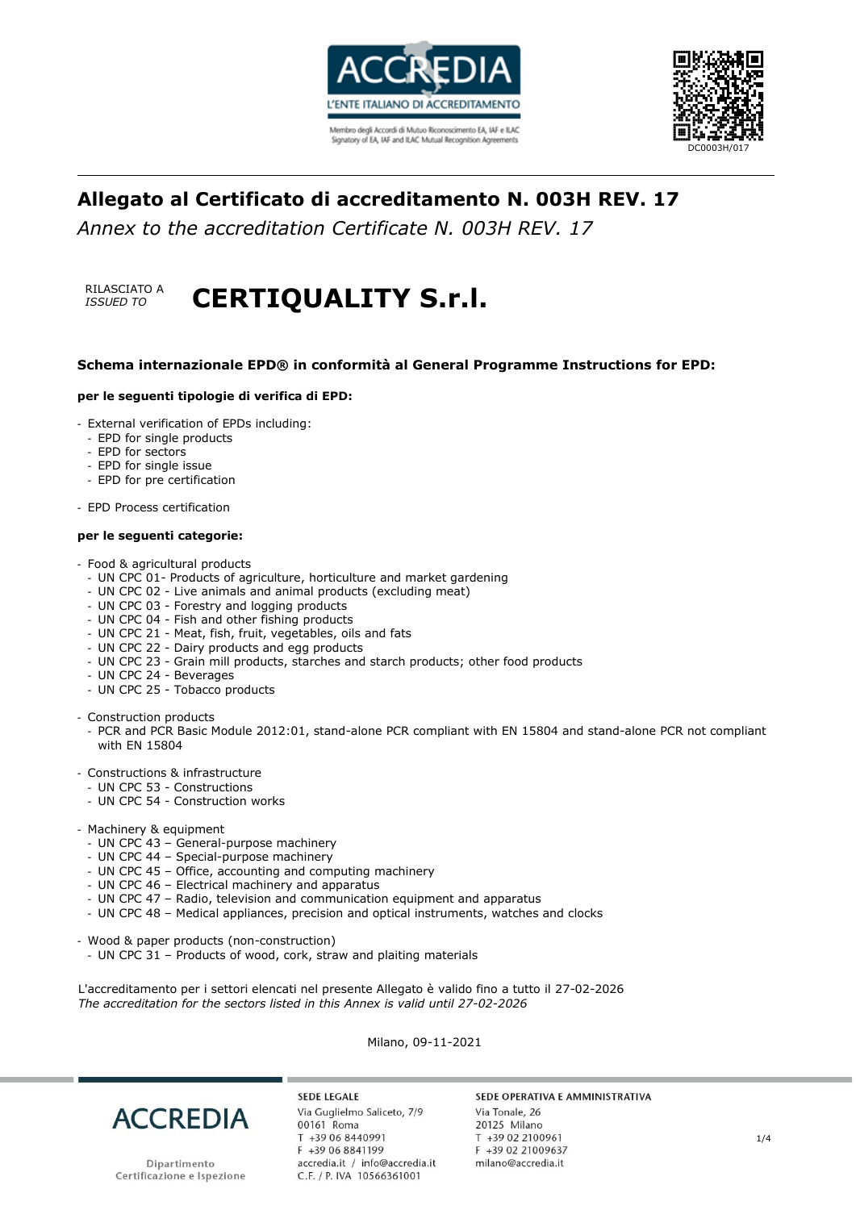ACCREDIA
L'ENTE ITALIANO DI ACCREDITAMENTO

Membro degli Accordi di Mutuo Riconoscimento EA, IAF e ILAC
Signatory of EA, IAF and ILAC Mutual Recognition Agreements

DC0003H/017

# Allegato al Certificato di accreditamento N. 003H REV. 17

*Annex to the accreditation Certificate N. 003H REV. 17*

RILASCIATO A
*ISSUED TO*

# CERTIQUALITY S.r.l.

**Schema internazionale EPD® in conformità al General Programme Instructions for EPD:**

**per le seguenti tipologie di verifica di EPD:**

- External verification of EPDs including:
  - EPD for single products
  - EPD for sectors
  - EPD for single issue
  - EPD for pre certification

- EPD Process certification

**per le seguenti categorie:**

- Food & agricultural products
  - UN CPC 01- Products of agriculture, horticulture and market gardening
  - UN CPC 02 - Live animals and animal products (excluding meat)
  - UN CPC 03 - Forestry and logging products
  - UN CPC 04 - Fish and other fishing products
  - UN CPC 21 - Meat, fish, fruit, vegetables, oils and fats
  - UN CPC 22 - Dairy products and egg products
  - UN CPC 23 - Grain mill products, starches and starch products; other food products
  - UN CPC 24 - Beverages
  - UN CPC 25 - Tobacco products

- Construction products
  - PCR and PCR Basic Module 2012:01, stand-alone PCR compliant with EN 15804 and stand-alone PCR not compliant with EN 15804

- Constructions & infrastructure
  - UN CPC 53 - Constructions
  - UN CPC 54 - Construction works

- Machinery & equipment
  - UN CPC 43 – General-purpose machinery
  - UN CPC 44 – Special-purpose machinery
  - UN CPC 45 – Office, accounting and computing machinery
  - UN CPC 46 – Electrical machinery and apparatus
  - UN CPC 47 – Radio, television and communication equipment and apparatus
  - UN CPC 48 – Medical appliances, precision and optical instruments, watches and clocks

- Wood & paper products (non-construction)
  - UN CPC 31 – Products of wood, cork, straw and plaiting materials

L'accreditamento per i settori elencati nel presente Allegato è valido fino a tutto il 27-02-2026
*The accreditation for the sectors listed in this Annex is valid until 27-02-2026*

Milano, 09-11-2021

ACCREDIA
Dipartimento Certificazione e Ispezione

SEDE LEGALE
Via Guglielmo Saliceto, 7/9
00161 Roma
T +39 06 8440991
F +39 06 8841199
accredia.it / info@accredia.it
C.F. / P. IVA 10566361001

SEDE OPERATIVA E AMMINISTRATIVA
Via Tonale, 26
20125 Milano
T +39 02 2100961
F +39 02 21009637
milano@accredia.it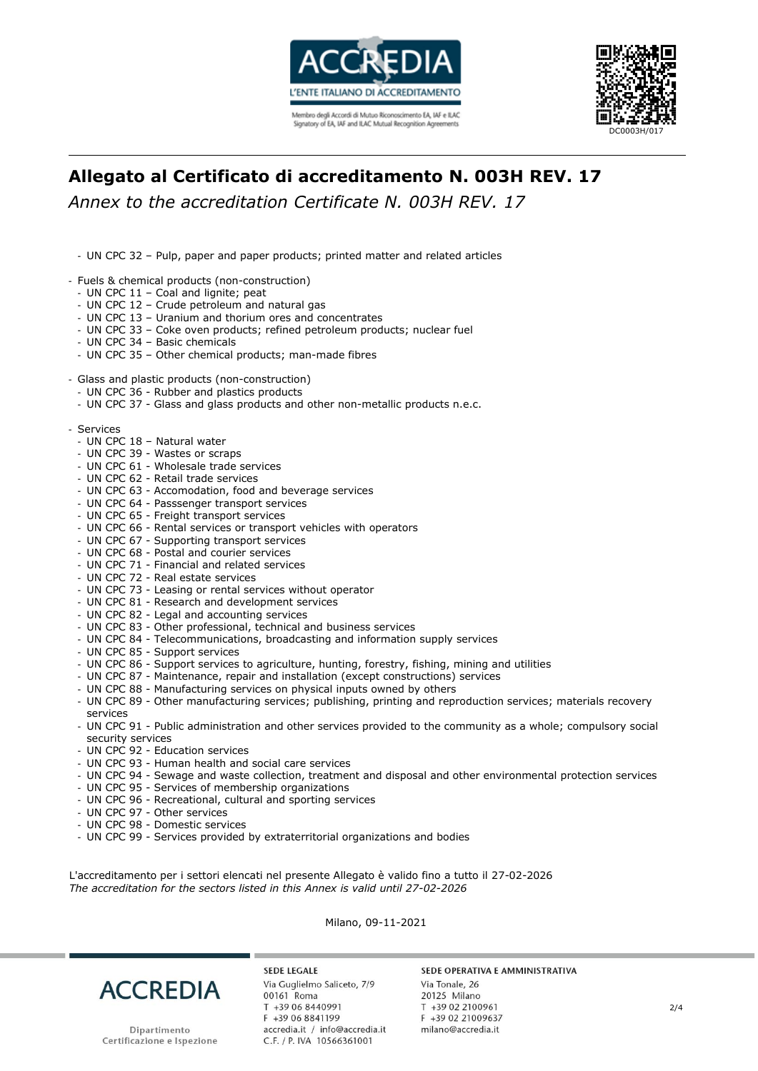# Allegato al Certificato di accreditamento N. 003H REV. 17

*Annex to the accreditation Certificate N. 003H REV. 17*

- UN CPC 32 – Pulp, paper and paper products; printed matter and related articles

- Fuels & chemical products (non-construction)
  - UN CPC 11 – Coal and lignite; peat
  - UN CPC 12 – Crude petroleum and natural gas
  - UN CPC 13 – Uranium and thorium ores and concentrates
  - UN CPC 33 – Coke oven products; refined petroleum products; nuclear fuel
  - UN CPC 34 – Basic chemicals
  - UN CPC 35 – Other chemical products; man-made fibres

- Glass and plastic products (non-construction)
  - UN CPC 36 - Rubber and plastics products
  - UN CPC 37 - Glass and glass products and other non-metallic products n.e.c.

- Services
  - UN CPC 18 – Natural water
  - UN CPC 39 - Wastes or scraps
  - UN CPC 61 - Wholesale trade services
  - UN CPC 62 - Retail trade services
  - UN CPC 63 - Accomodation, food and beverage services
  - UN CPC 64 - Passsenger transport services
  - UN CPC 65 - Freight transport services
  - UN CPC 66 - Rental services or transport vehicles with operators
  - UN CPC 67 - Supporting transport services
  - UN CPC 68 - Postal and courier services
  - UN CPC 71 - Financial and related services
  - UN CPC 72 - Real estate services
  - UN CPC 73 - Leasing or rental services without operator
  - UN CPC 81 - Research and development services
  - UN CPC 82 - Legal and accounting services
  - UN CPC 83 - Other professional, technical and business services
  - UN CPC 84 - Telecommunications, broadcasting and information supply services
  - UN CPC 85 - Support services
  - UN CPC 86 - Support services to agriculture, hunting, forestry, fishing, mining and utilities
  - UN CPC 87 - Maintenance, repair and installation (except constructions) services
  - UN CPC 88 - Manufacturing services on physical inputs owned by others
  - UN CPC 89 - Other manufacturing services; publishing, printing and reproduction services; materials recovery services
  - UN CPC 91 - Public administration and other services provided to the community as a whole; compulsory social security services
  - UN CPC 92 - Education services
  - UN CPC 93 - Human health and social care services
  - UN CPC 94 - Sewage and waste collection, treatment and disposal and other environmental protection services
  - UN CPC 95 - Services of membership organizations
  - UN CPC 96 - Recreational, cultural and sporting services
  - UN CPC 97 - Other services
  - UN CPC 98 - Domestic services
  - UN CPC 99 - Services provided by extraterritorial organizations and bodies

L'accreditamento per i settori elencati nel presente Allegato è valido fino a tutto il 27-02-2026
*The accreditation for the sectors listed in this Annex is valid until 27-02-2026*

Milano, 09-11-2021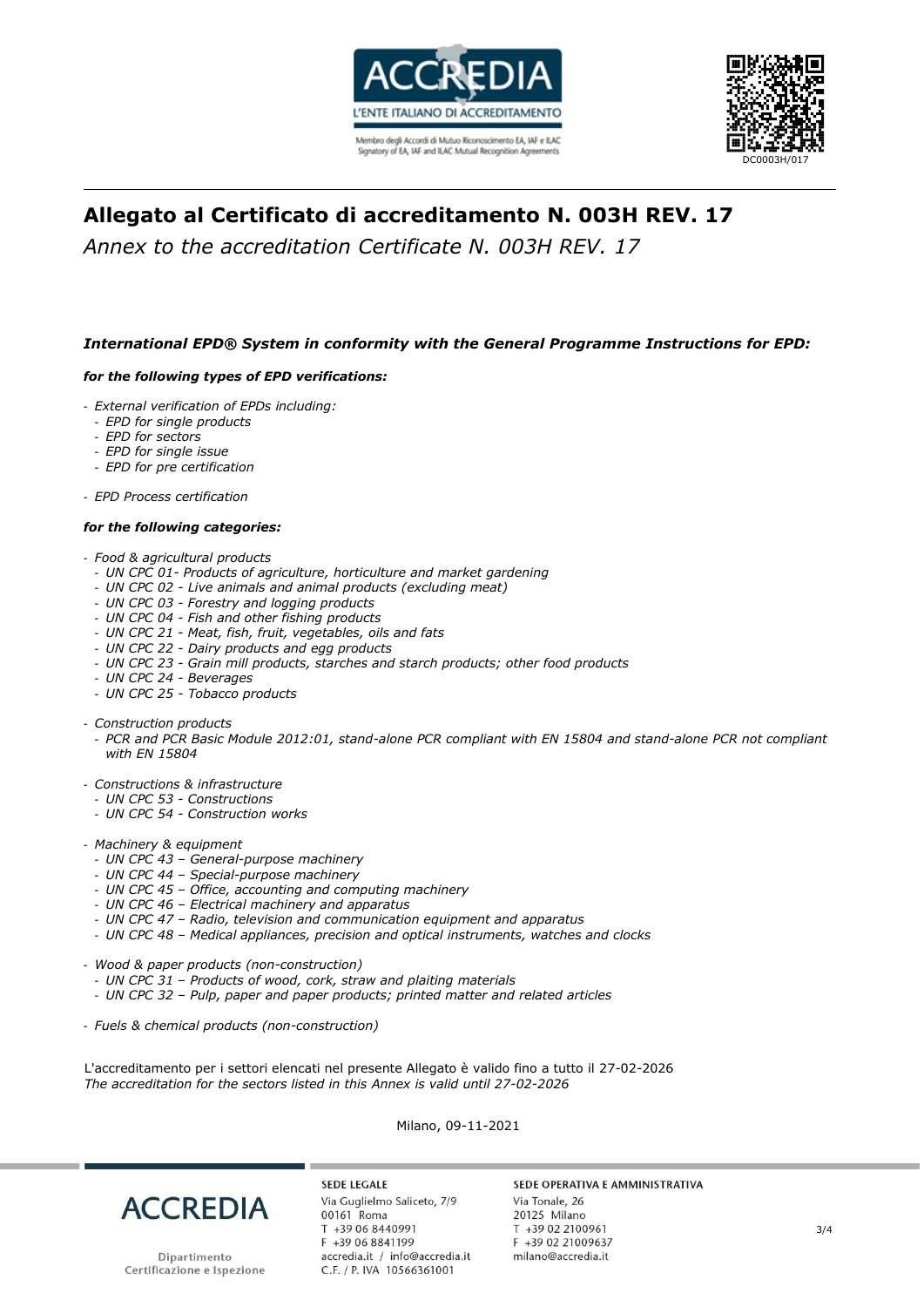# Allegato al Certificato di accreditamento N. 003H REV. 17

*Annex to the accreditation Certificate N. 003H REV. 17*

***International EPD® System in conformity with the General Programme Instructions for EPD:***

***for the following types of EPD verifications:***

- *External verification of EPDs including:*
  - *EPD for single products*
  - *EPD for sectors*
  - *EPD for single issue*
  - *EPD for pre certification*
- *EPD Process certification*

***for the following categories:***

- *Food & agricultural products*
  - *UN CPC 01- Products of agriculture, horticulture and market gardening*
  - *UN CPC 02 - Live animals and animal products (excluding meat)*
  - *UN CPC 03 - Forestry and logging products*
  - *UN CPC 04 - Fish and other fishing products*
  - *UN CPC 21 - Meat, fish, fruit, vegetables, oils and fats*
  - *UN CPC 22 - Dairy products and egg products*
  - *UN CPC 23 - Grain mill products, starches and starch products; other food products*
  - *UN CPC 24 - Beverages*
  - *UN CPC 25 - Tobacco products*
- *Construction products*
  - *PCR and PCR Basic Module 2012:01, stand-alone PCR compliant with EN 15804 and stand-alone PCR not compliant with EN 15804*
- *Constructions & infrastructure*
  - *UN CPC 53 - Constructions*
  - *UN CPC 54 - Construction works*
- *Machinery & equipment*
  - *UN CPC 43 – General-purpose machinery*
  - *UN CPC 44 – Special-purpose machinery*
  - *UN CPC 45 – Office, accounting and computing machinery*
  - *UN CPC 46 – Electrical machinery and apparatus*
  - *UN CPC 47 – Radio, television and communication equipment and apparatus*
  - *UN CPC 48 – Medical appliances, precision and optical instruments, watches and clocks*
- *Wood & paper products (non-construction)*
  - *UN CPC 31 – Products of wood, cork, straw and plaiting materials*
  - *UN CPC 32 – Pulp, paper and paper products; printed matter and related articles*
- *Fuels & chemical products (non-construction)*

L'accreditamento per i settori elencati nel presente Allegato è valido fino a tutto il 27-02-2026
*The accreditation for the sectors listed in this Annex is valid until 27-02-2026*

Milano, 09-11-2021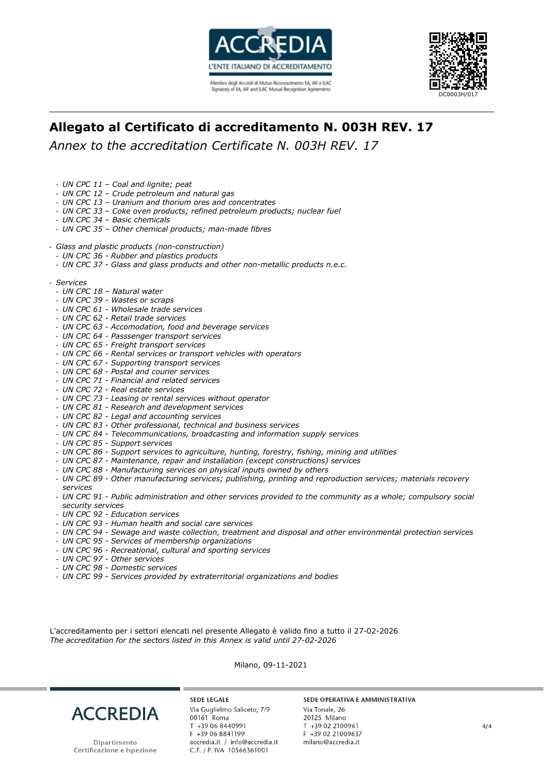## Allegato al Certificato di accreditamento N. 003H REV. 17

*Annex to the accreditation Certificate N. 003H REV. 17*

- *UN CPC 11 – Coal and lignite; peat*
- *UN CPC 12 – Crude petroleum and natural gas*
- *UN CPC 13 – Uranium and thorium ores and concentrates*
- *UN CPC 33 – Coke oven products; refined petroleum products; nuclear fuel*
- *UN CPC 34 – Basic chemicals*
- *UN CPC 35 – Other chemical products; man-made fibres*

- *Glass and plastic products (non-construction)*
  - *UN CPC 36 - Rubber and plastics products*
  - *UN CPC 37 - Glass and glass products and other non-metallic products n.e.c.*

- *Services*
  - *UN CPC 18 – Natural water*
  - *UN CPC 39 - Wastes or scraps*
  - *UN CPC 61 - Wholesale trade services*
  - *UN CPC 62 - Retail trade services*
  - *UN CPC 63 - Accomodation, food and beverage services*
  - *UN CPC 64 - Passsenger transport services*
  - *UN CPC 65 - Freight transport services*
  - *UN CPC 66 - Rental services or transport vehicles with operators*
  - *UN CPC 67 - Supporting transport services*
  - *UN CPC 68 - Postal and courier services*
  - *UN CPC 71 - Financial and related services*
  - *UN CPC 72 - Real estate services*
  - *UN CPC 73 - Leasing or rental services without operator*
  - *UN CPC 81 - Research and development services*
  - *UN CPC 82 - Legal and accounting services*
  - *UN CPC 83 - Other professional, technical and business services*
  - *UN CPC 84 - Telecommunications, broadcasting and information supply services*
  - *UN CPC 85 - Support services*
  - *UN CPC 86 - Support services to agriculture, hunting, forestry, fishing, mining and utilities*
  - *UN CPC 87 - Maintenance, repair and installation (except constructions) services*
  - *UN CPC 88 - Manufacturing services on physical inputs owned by others*
  - *UN CPC 89 - Other manufacturing services; publishing, printing and reproduction services; materials recovery services*
  - *UN CPC 91 - Public administration and other services provided to the community as a whole; compulsory social security services*
  - *UN CPC 92 - Education services*
  - *UN CPC 93 - Human health and social care services*
  - *UN CPC 94 - Sewage and waste collection, treatment and disposal and other environmental protection services*
  - *UN CPC 95 - Services of membership organizations*
  - *UN CPC 96 - Recreational, cultural and sporting services*
  - *UN CPC 97 - Other services*
  - *UN CPC 98 - Domestic services*
  - *UN CPC 99 - Services provided by extraterritorial organizations and bodies*

L'accreditamento per i settori elencati nel presente Allegato è valido fino a tutto il 27-02-2026
*The accreditation for the sectors listed in this Annex is valid until 27-02-2026*

Milano, 09-11-2021